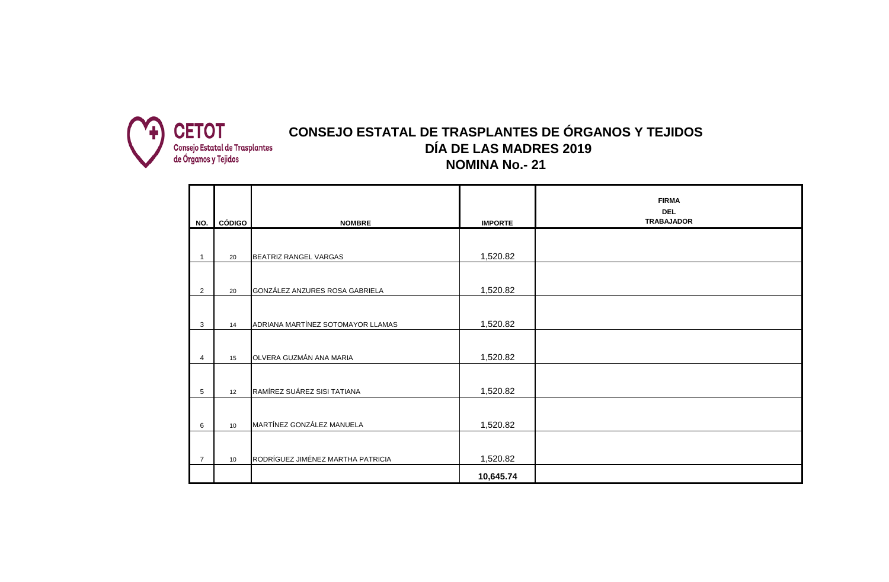CETOT
Consejo Estatal de Trasplantes de Órganos y Tejidos

# CONSEJO ESTATAL DE TRASPLANTES DE ÓRGANOS Y TEJIDOS
## DÍA DE LAS MADRES 2019
## NOMINA No.- 21

| NO. | CÓDIGO | NOMBRE | IMPORTE | FIRMA DEL TRABAJADOR |
|---|---|---|---|---|
| 1 | 20 | BEATRIZ RANGEL VARGAS | 1,520.82 | |
| 2 | 20 | GONZÁLEZ ANZURES ROSA GABRIELA | 1,520.82 | |
| 3 | 14 | ADRIANA MARTÍNEZ SOTOMAYOR LLAMAS | 1,520.82 | |
| 4 | 15 | OLVERA GUZMÁN ANA MARIA | 1,520.82 | |
| 5 | 12 | RAMÍREZ SUÁREZ SISI TATIANA | 1,520.82 | |
| 6 | 10 | MARTÍNEZ GONZÁLEZ MANUELA | 1,520.82 | |
| 7 | 10 | RODRÍGUEZ JIMÉNEZ MARTHA PATRICIA | 1,520.82 | |
| | | | **10,645.74** | |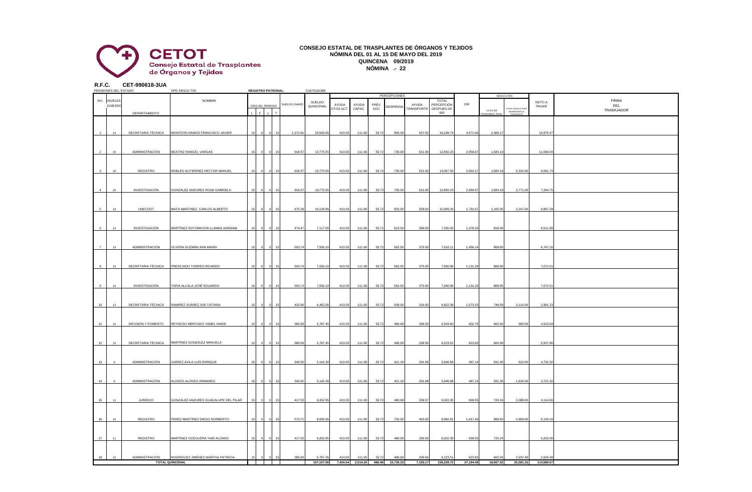**CETOT**
Consejo Estatal de Trasplantes de Órganos y Tejidos

# CONSEJO ESTATAL DE TRASPLANTES DE ÓRGANOS Y TEJIDOS

**NÓMINA DEL 01 AL 15 DE MAYO DEL 2019**

**QUINCENA 09/2019**

**NÓMINA .- 22**

**R.F.C. CET-990618-3UA**

PENSIONES DEL ESTADO DPE-540101-TS0 **REGISTRO PATRONAL:** C1675161388

| NO. | NIVELES GOB EDO | DEPARTAMENTO | NOMBRE | DÍAS DEL PERIODO L | F | L | T | SUELDO DIARIO | SUELDO QUINCENAL | PERCEPCIONES AYUDA GTOS ACT. | AYUDA CAPAC. | PREV SOC | DESPENSA | AYUDA TRANSPORTE | TOTAL PERCEPCIÓN DESPUES DE ISR | ISR | DEDUCCIÓN 11.5% DE PENSIONES TRAB. | OTRAS DEDUCCIONES INHERENTES AL TRABAJADOR | NETO A PAGAR | FIRMA DEL TRABAJADOR |
|---|---|---|---|---|---|---|---|---|---|---|---|---|---|---|---|---|---|---|---|---|
| 1 | 24 | SECRETARIA TÉCNICA | MONTEÓN RAMOS FRANCISCO JAVIER | 15 | 0 | 0 | 15 | 1,372.91 | 20,593.65 | 413.03 | 111.90 | 53.72 | 900.00 | 637.50 | 18,238.74 | 4,471.06 | 2,368.27 | | 15,870.47 | |
| 2 | 20 | ADMINISTRACIÓN | BEATRIZ RANGEL VARGAS | 15 | 0 | 0 | 15 | 918.37 | 13,775.55 | 413.03 | 111.90 | 53.72 | 735.00 | 521.00 | 12,650.23 | 2,959.97 | 1,584.19 | | 11,066.04 | |
| 3 | 20 | REGISTRO | ROBLES GUTIÉRREZ HÉCTOR MANUEL | 15 | 0 | 0 | 15 | 918.37 | 13,775.55 | 413.03 | 111.90 | 53.72 | 735.00 | 521.00 | 13,007.93 | 2,602.27 | 1,584.19 | 5,332.00 | 6,091.74 | |
| 4 | 20 | INVESTIGACIÓN | GONZÁLEZ ANZURES ROSA GABRIELA | 15 | 0 | 0 | 15 | 918.37 | 13,775.55 | 413.03 | 111.90 | 53.72 | 735.00 | 521.00 | 12,650.23 | 2,959.97 | 1,584.19 | 3,771.29 | 7,294.75 | |
| 5 | 18 | UNECDOT | MATA MARTINEZ CARLOS ALBERTO | 15 | 0 | 0 | 15 | 675.39 | 10,130.85 | 413.03 | 111.90 | 53.72 | 832.00 | 559.50 | 10,309.33 | 1,791.67 | 1,165.05 | 2,247.00 | 6,897.28 | |
| 6 | 14 | INVESTIGACIÓN | MARTÍNEZ SOTOMAYOR LLAMAS ADRIANA | 15 | 0 | 0 | 15 | 474.47 | 7,117.05 | 413.03 | 111.90 | 53.72 | 623.50 | 389.50 | 7,330.45 | 1,378.24 | 818.46 | | 6,511.99 | |
| 7 | 15 | ADMINISTRACIÓN | OLVERA GUZMÁN ANA MARÍA | 15 | 0 | 0 | 15 | 503.74 | 7,556.10 | 413.03 | 111.90 | 53.72 | 562.50 | 375.00 | 7,616.11 | 1,456.14 | 868.95 | | 6,747.16 | |
| 8 | 15 | SECRETARIA TÉCNICA | PRESCIADO TORRES RICARDO | 15 | 0 | 0 | 15 | 503.74 | 7,556.10 | 413.03 | 111.90 | 53.72 | 562.50 | 375.00 | 7,940.96 | 1,131.29 | 868.95 | | 7,072.01 | |
| 9 | 15 | INVESTIGACIÓN | TAPIA ALCALA JOSÉ EDUARDO | 15 | 0 | 0 | 15 | 503.74 | 7,556.10 | 413.03 | 111.90 | 53.72 | 562.50 | 375.00 | 7,940.96 | 1,131.29 | 868.95 | | 7,072.01 | |
| 10 | 12 | SECRETARIA TÉCNICA | RAMÍREZ SUÁREZ SISI TATIANA | 15 | 0 | 0 | 15 | 432.80 | 6,492.06 | 413.03 | 111.90 | 53.72 | 509.00 | 316.00 | 6,822.38 | 1,073.33 | 746.59 | 3,114.56 | 2,961.23 | |
| 11 | 10 | DIFUSIÓN Y FOMENTO | REYNOSO MERCADO YAMEL HAIDE | 15 | 0 | 0 | 15 | 385.83 | 5,787.45 | 413.03 | 111.90 | 53.72 | 480.69 | 299.56 | 6,543.60 | 602.75 | 665.56 | 965.00 | 4,913.04 | |
| 12 | 10 | SECRETARIA TÉCNICA | MARTÍNEZ GONZÁLEZ MANUELA | 15 | 0 | 0 | 15 | 385.83 | 5,787.45 | 413.03 | 111.90 | 53.72 | 480.69 | 299.56 | 6,223.52 | 922.83 | 665.56 | | 5,557.96 | |
| 13 | 9 | ADMINISTRACIÓN | JUÁREZ ÁVILA LUÍS ENRIQUE | 15 | 0 | 0 | 15 | 342.82 | 5,142.30 | 413.03 | 111.90 | 53.72 | 421.19 | 291.68 | 5,946.68 | 487.14 | 591.36 | 623.00 | 4,732.32 | |
| 14 | 9 | ADMINISTRACIÓN | ALONZO ALONZO ARMANDO | 15 | 0 | 0 | 15 | 342.82 | 5,142.30 | 413.03 | 111.90 | 53.72 | 421.19 | 291.68 | 5,946.68 | 487.14 | 591.36 | 1,634.00 | 3,721.32 | |
| 15 | 11 | JURÍDICO | GONZÁLEZ ANZURES GUADALUPE DEL PILAR | 15 | 0 | 0 | 15 | 417.53 | 6,262.95 | 413.03 | 111.90 | 53.72 | 480.69 | 299.57 | 6,922.30 | 699.55 | 720.24 | 2,088.00 | 4,114.06 | |
| 16 | 16 | REGISTRO | PEREZ MARTÍNEZ DIEGO NORBERTO | 15 | 0 | 0 | 15 | 573.71 | 8,605.65 | 413.03 | 111.90 | 53.72 | 732.50 | 493.50 | 8,992.81 | 1,417.49 | 989.65 | 2,869.00 | 5,134.16 | |
| 17 | 11 | REGISTRO | MARTÍNEZ OCEGUERA YAIR ALONSO | 15 | 0 | 0 | 15 | 417.53 | 6,262.95 | 413.03 | 111.90 | 53.72 | 480.69 | 299.56 | 6,922.30 | 699.55 | 720.24 | | 6,202.06 | |
| 18 | 10 | ADMINISTRACIÓN | RODRÍGUEZ JIMÉNEZ MARTHA PATRICIA | 15 | 0 | 0 | 15 | 385.83 | 5,787.45 | 413.03 | 111.90 | 53.72 | 480.69 | 299.56 | 6,223.51 | 922.83 | 665.56 | 2,937.48 | 2,620.48 | |
| | | **TOTAL QUINCENAL** | | | | | | | 157,107.06 | 7,434.54 | 2,014.20 | 966.96 | 10,735.33 | 7,165.17 | 158,228.72 | 27,194.49 | 18,067.32 | 25,581.33 | 114,580.07 | |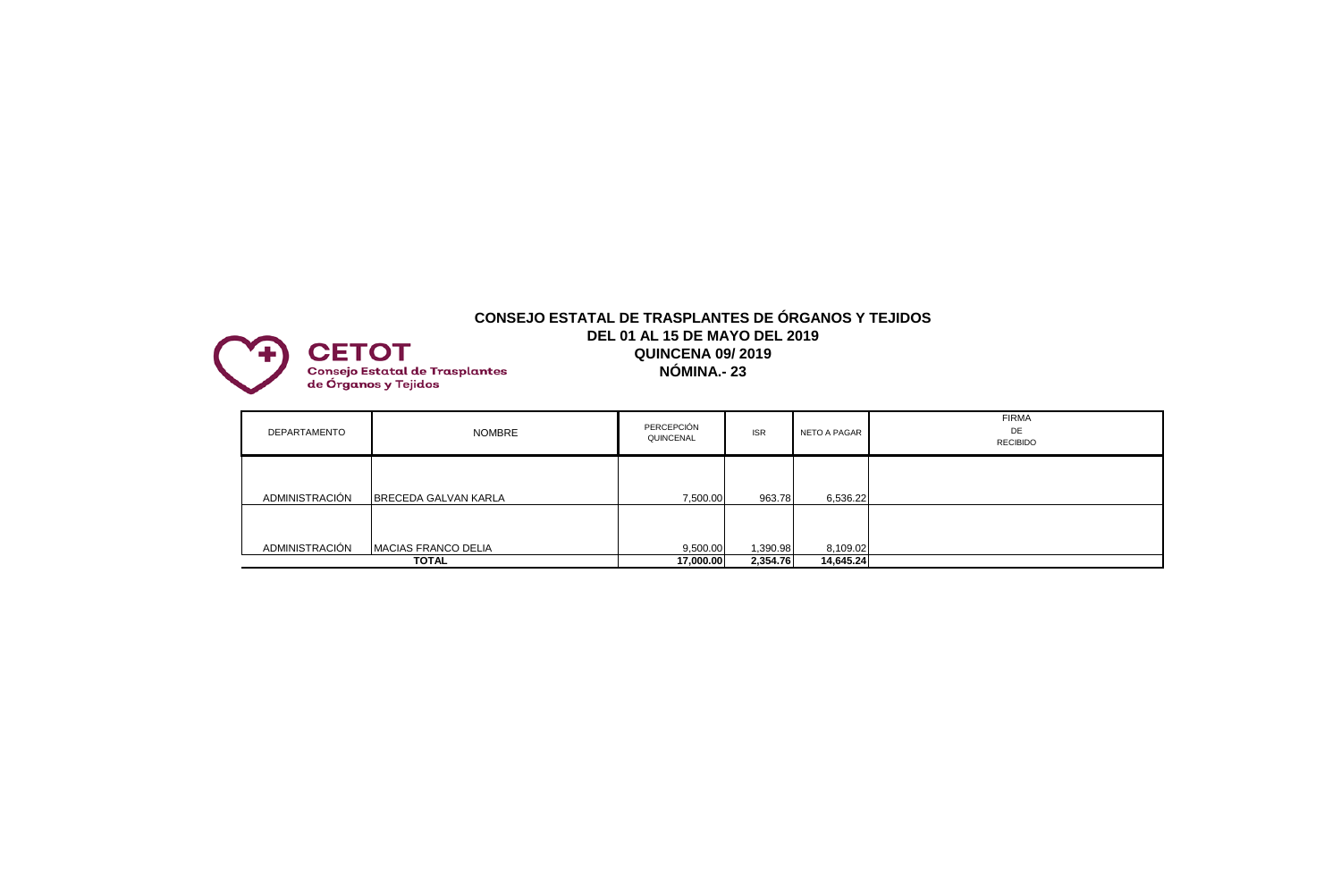CETOT
Consejo Estatal de Trasplantes de Órganos y Tejidos

**CONSEJO ESTATAL DE TRASPLANTES DE ÓRGANOS Y TEJIDOS**
**DEL 01 AL 15 DE MAYO DEL 2019**
**QUINCENA 09/ 2019**
**NÓMINA.- 23**

| DEPARTAMENTO | NOMBRE | PERCEPCIÓN QUINCENAL | ISR | NETO A PAGAR | FIRMA DE RECIBIDO |
|---|---|---|---|---|---|
| ADMINISTRACIÓN | BRECEDA GALVAN KARLA | 7,500.00 | 963.78 | 6,536.22 | |
| ADMINISTRACIÓN | MACIAS FRANCO DELIA | 9,500.00 | 1,390.98 | 8,109.02 | |
| **TOTAL** | | **17,000.00** | **2,354.76** | **14,645.24** | |